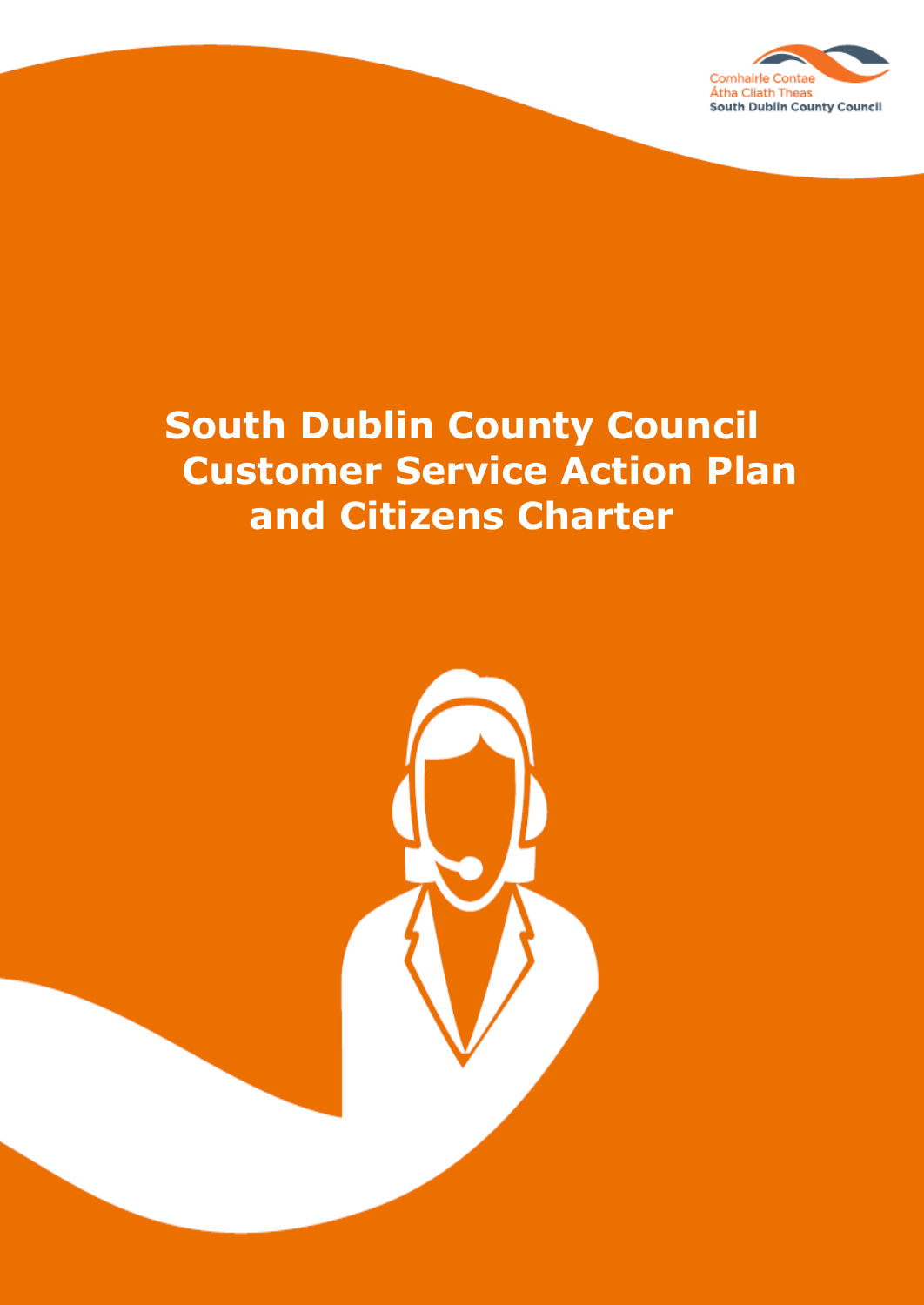Comhairle Contae
Átha Cliath Theas
South Dublin County Council

# South Dublin County Council Customer Service Action Plan and Citizens Charter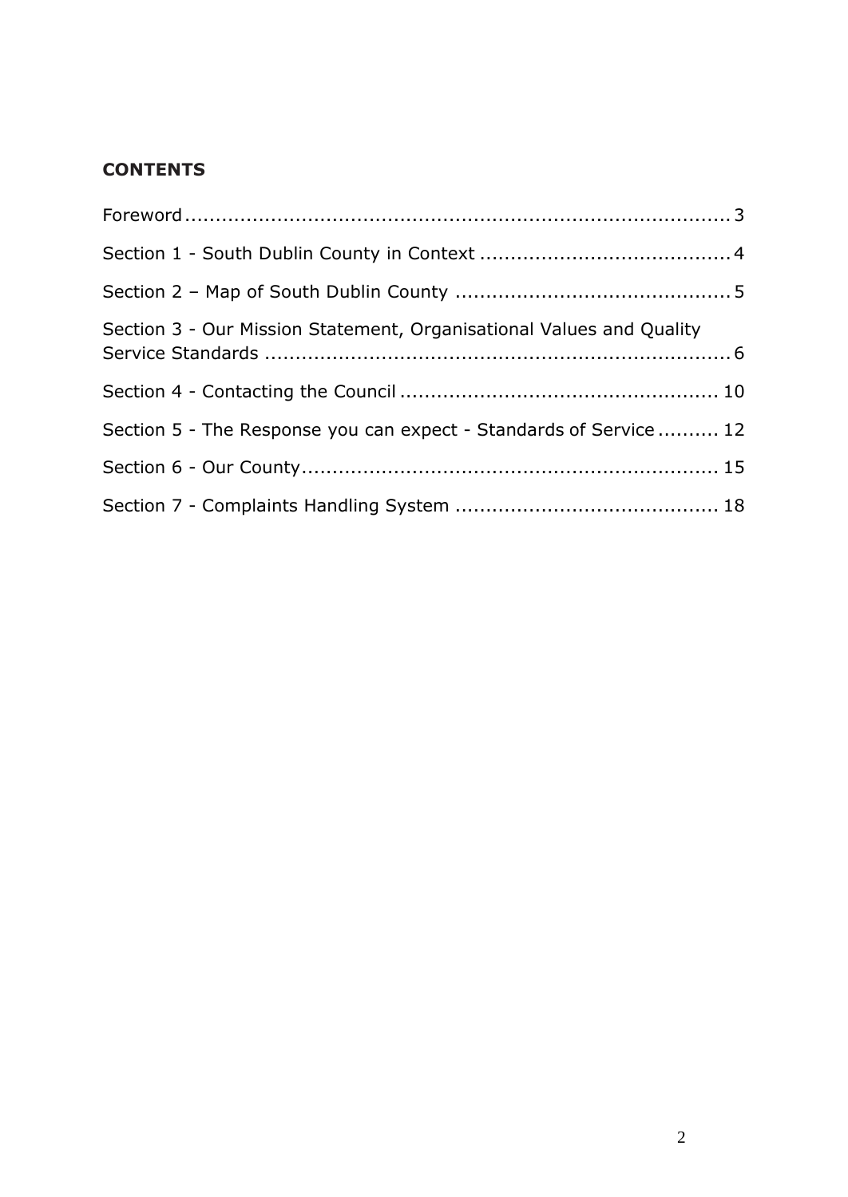## CONTENTS

Foreword .................................................................................... 3

Section 1 - South Dublin County in Context ........................................ 4

Section 2 – Map of South Dublin County ............................................ 5

Section 3 - Our Mission Statement, Organisational Values and Quality Service Standards ........................................................................... 6

Section 4 - Contacting the Council .................................................... 10

Section 5 - The Response you can expect - Standards of Service .......... 12

Section 6 - Our County .................................................................... 15

Section 7 - Complaints Handling System ........................................... 18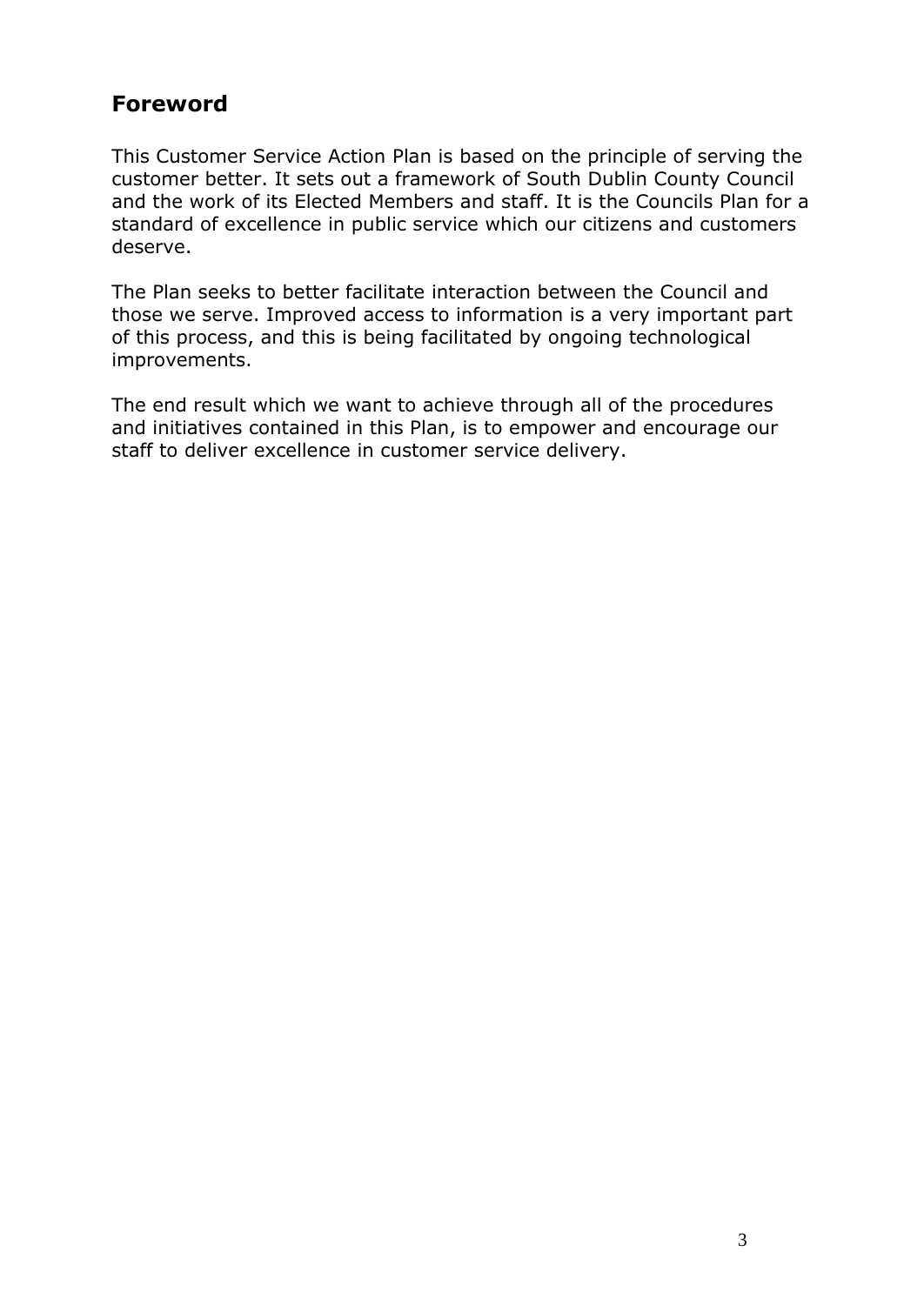## Foreword

This Customer Service Action Plan is based on the principle of serving the customer better. It sets out a framework of South Dublin County Council and the work of its Elected Members and staff. It is the Councils Plan for a standard of excellence in public service which our citizens and customers deserve.

The Plan seeks to better facilitate interaction between the Council and those we serve. Improved access to information is a very important part of this process, and this is being facilitated by ongoing technological improvements.

The end result which we want to achieve through all of the procedures and initiatives contained in this Plan, is to empower and encourage our staff to deliver excellence in customer service delivery.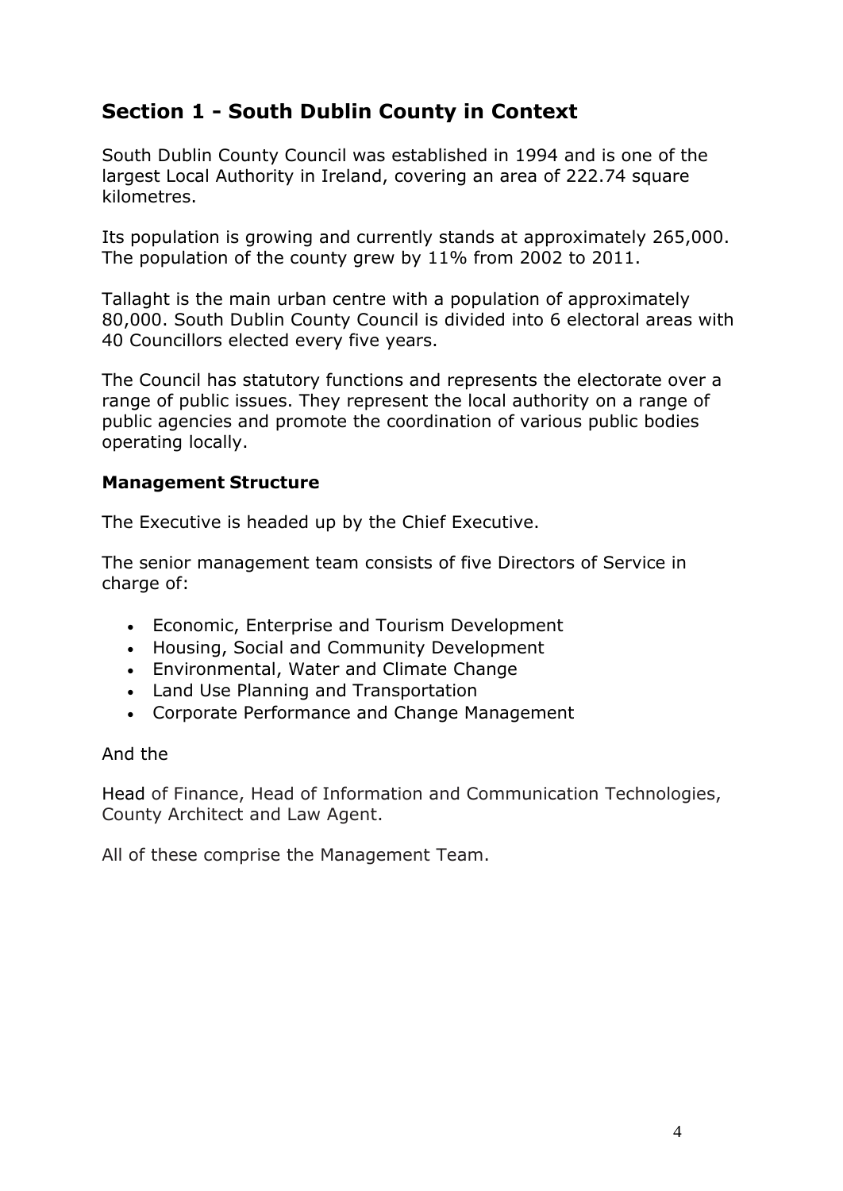## Section 1 - South Dublin County in Context

South Dublin County Council was established in 1994 and is one of the largest Local Authority in Ireland, covering an area of 222.74 square kilometres.

Its population is growing and currently stands at approximately 265,000. The population of the county grew by 11% from 2002 to 2011.

Tallaght is the main urban centre with a population of approximately 80,000. South Dublin County Council is divided into 6 electoral areas with 40 Councillors elected every five years.

The Council has statutory functions and represents the electorate over a range of public issues. They represent the local authority on a range of public agencies and promote the coordination of various public bodies operating locally.

### Management Structure

The Executive is headed up by the Chief Executive.

The senior management team consists of five Directors of Service in charge of:

- Economic, Enterprise and Tourism Development
- Housing, Social and Community Development
- Environmental, Water and Climate Change
- Land Use Planning and Transportation
- Corporate Performance and Change Management

And the

Head of Finance, Head of Information and Communication Technologies, County Architect and Law Agent.

All of these comprise the Management Team.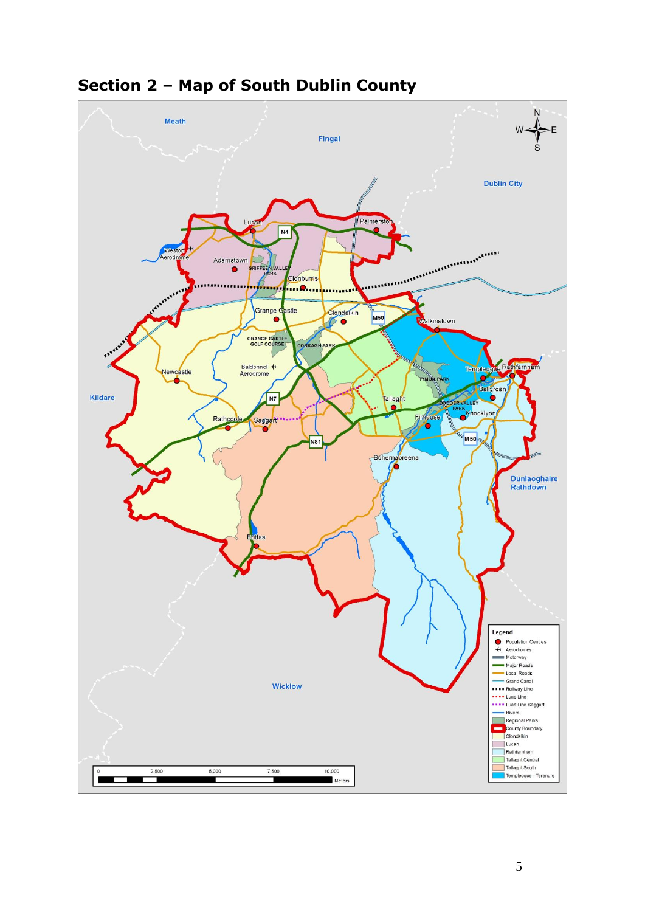## Section 2 – Map of South Dublin County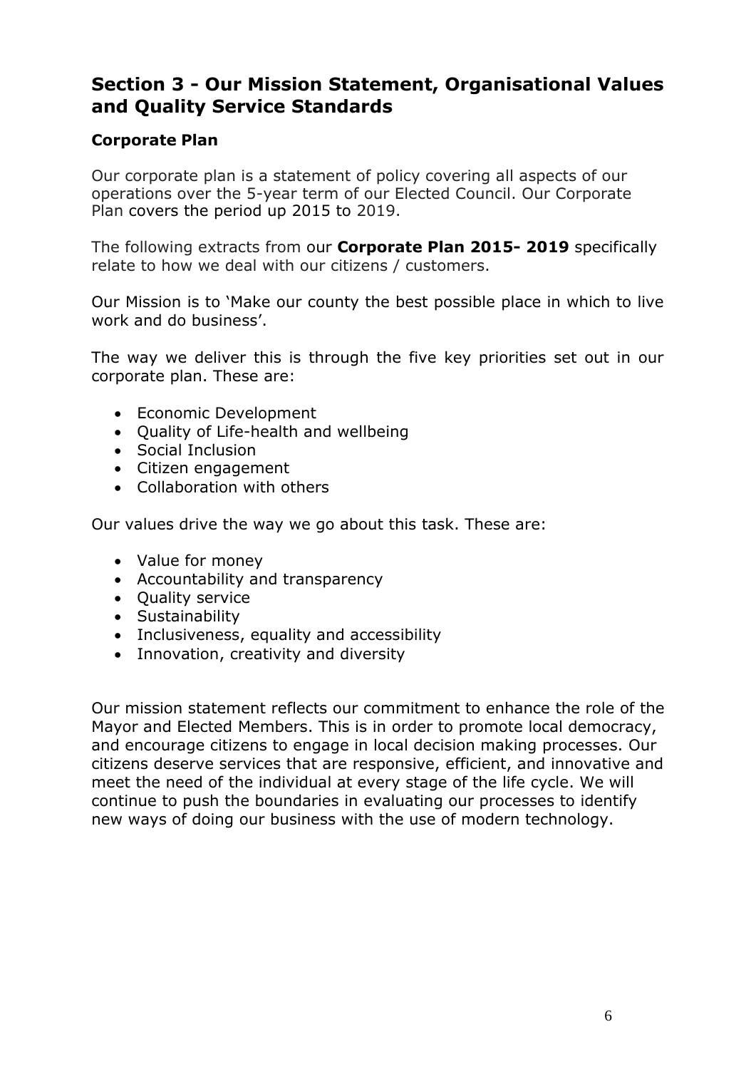## Section 3 - Our Mission Statement, Organisational Values and Quality Service Standards

### Corporate Plan

Our corporate plan is a statement of policy covering all aspects of our operations over the 5-year term of our Elected Council. Our Corporate Plan covers the period up 2015 to 2019.

The following extracts from our **Corporate Plan 2015- 2019** specifically relate to how we deal with our citizens / customers.

Our Mission is to 'Make our county the best possible place in which to live work and do business'.

The way we deliver this is through the five key priorities set out in our corporate plan. These are:

- Economic Development
- Quality of Life-health and wellbeing
- Social Inclusion
- Citizen engagement
- Collaboration with others

Our values drive the way we go about this task. These are:

- Value for money
- Accountability and transparency
- Quality service
- Sustainability
- Inclusiveness, equality and accessibility
- Innovation, creativity and diversity

Our mission statement reflects our commitment to enhance the role of the Mayor and Elected Members. This is in order to promote local democracy, and encourage citizens to engage in local decision making processes. Our citizens deserve services that are responsive, efficient, and innovative and meet the need of the individual at every stage of the life cycle. We will continue to push the boundaries in evaluating our processes to identify new ways of doing our business with the use of modern technology.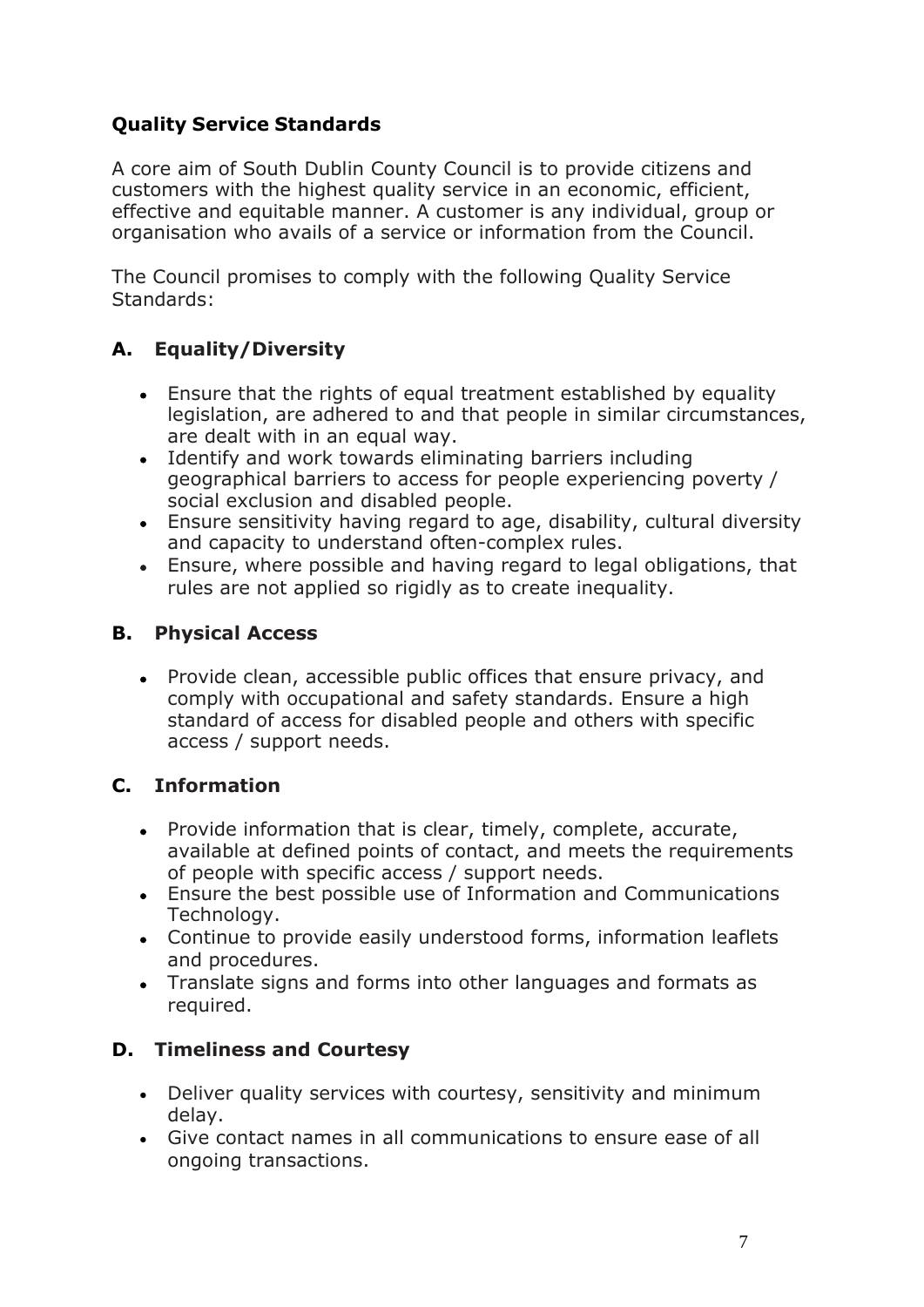## Quality Service Standards

A core aim of South Dublin County Council is to provide citizens and customers with the highest quality service in an economic, efficient, effective and equitable manner. A customer is any individual, group or organisation who avails of a service or information from the Council.

The Council promises to comply with the following Quality Service Standards:

### A. Equality/Diversity

- Ensure that the rights of equal treatment established by equality legislation, are adhered to and that people in similar circumstances, are dealt with in an equal way.
- Identify and work towards eliminating barriers including geographical barriers to access for people experiencing poverty / social exclusion and disabled people.
- Ensure sensitivity having regard to age, disability, cultural diversity and capacity to understand often-complex rules.
- Ensure, where possible and having regard to legal obligations, that rules are not applied so rigidly as to create inequality.

### B. Physical Access

- Provide clean, accessible public offices that ensure privacy, and comply with occupational and safety standards. Ensure a high standard of access for disabled people and others with specific access / support needs.

### C. Information

- Provide information that is clear, timely, complete, accurate, available at defined points of contact, and meets the requirements of people with specific access / support needs.
- Ensure the best possible use of Information and Communications Technology.
- Continue to provide easily understood forms, information leaflets and procedures.
- Translate signs and forms into other languages and formats as required.

### D. Timeliness and Courtesy

- Deliver quality services with courtesy, sensitivity and minimum delay.
- Give contact names in all communications to ensure ease of all ongoing transactions.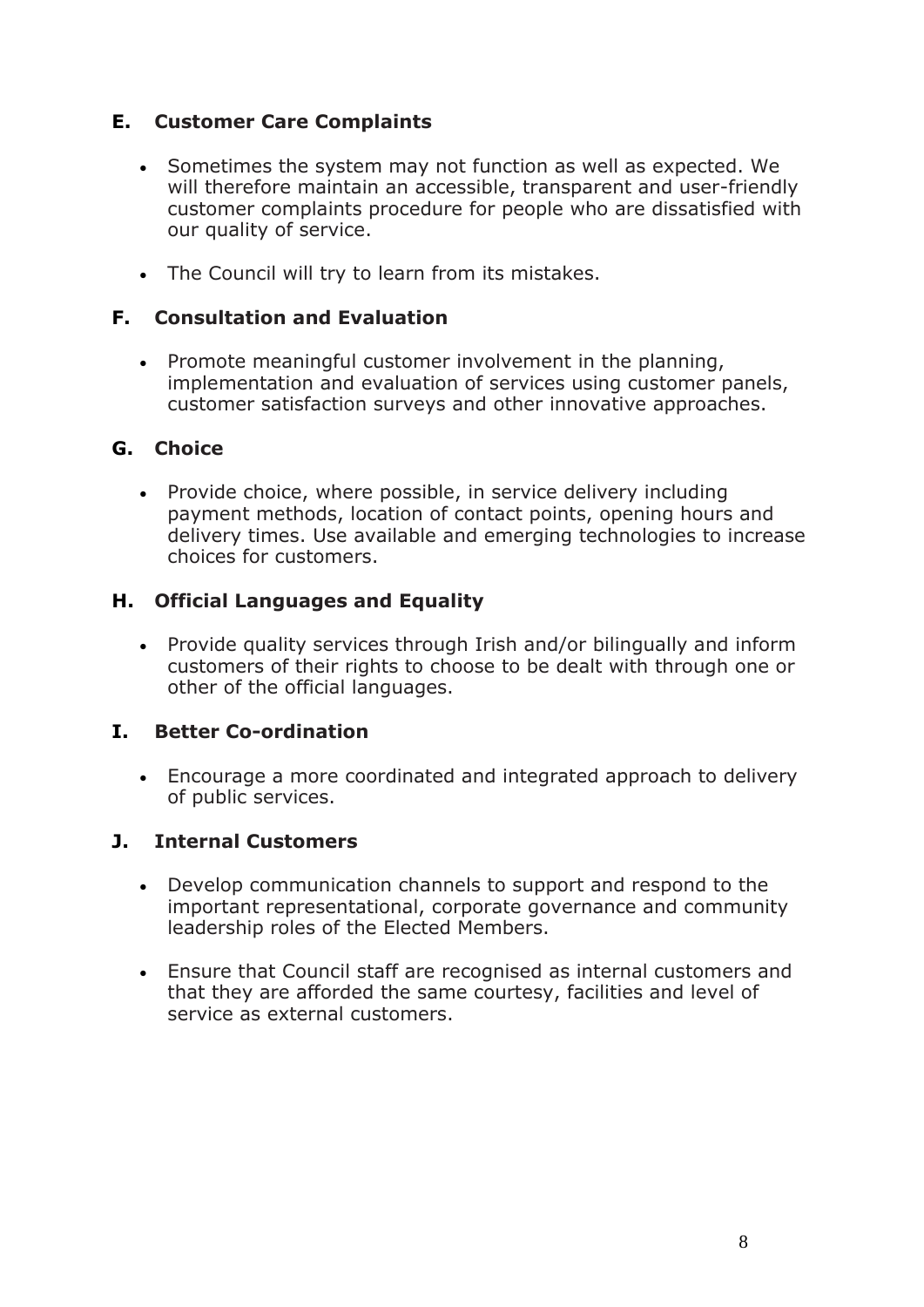## E. Customer Care Complaints

- Sometimes the system may not function as well as expected. We will therefore maintain an accessible, transparent and user-friendly customer complaints procedure for people who are dissatisfied with our quality of service.
- The Council will try to learn from its mistakes.

## F. Consultation and Evaluation

- Promote meaningful customer involvement in the planning, implementation and evaluation of services using customer panels, customer satisfaction surveys and other innovative approaches.

## G. Choice

- Provide choice, where possible, in service delivery including payment methods, location of contact points, opening hours and delivery times. Use available and emerging technologies to increase choices for customers.

## H. Official Languages and Equality

- Provide quality services through Irish and/or bilingually and inform customers of their rights to choose to be dealt with through one or other of the official languages.

## I. Better Co-ordination

- Encourage a more coordinated and integrated approach to delivery of public services.

## J. Internal Customers

- Develop communication channels to support and respond to the important representational, corporate governance and community leadership roles of the Elected Members.
- Ensure that Council staff are recognised as internal customers and that they are afforded the same courtesy, facilities and level of service as external customers.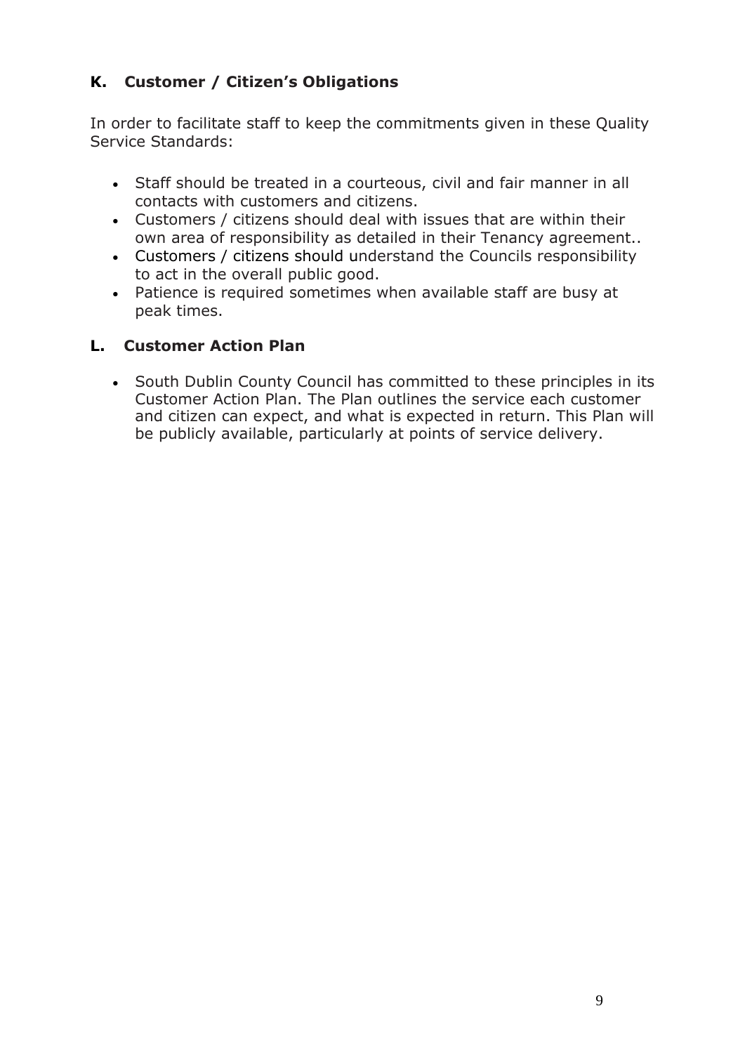## K. Customer / Citizen's Obligations

In order to facilitate staff to keep the commitments given in these Quality Service Standards:

- Staff should be treated in a courteous, civil and fair manner in all contacts with customers and citizens.
- Customers / citizens should deal with issues that are within their own area of responsibility as detailed in their Tenancy agreement..
- Customers / citizens should understand the Councils responsibility to act in the overall public good.
- Patience is required sometimes when available staff are busy at peak times.

## L. Customer Action Plan

- South Dublin County Council has committed to these principles in its Customer Action Plan. The Plan outlines the service each customer and citizen can expect, and what is expected in return. This Plan will be publicly available, particularly at points of service delivery.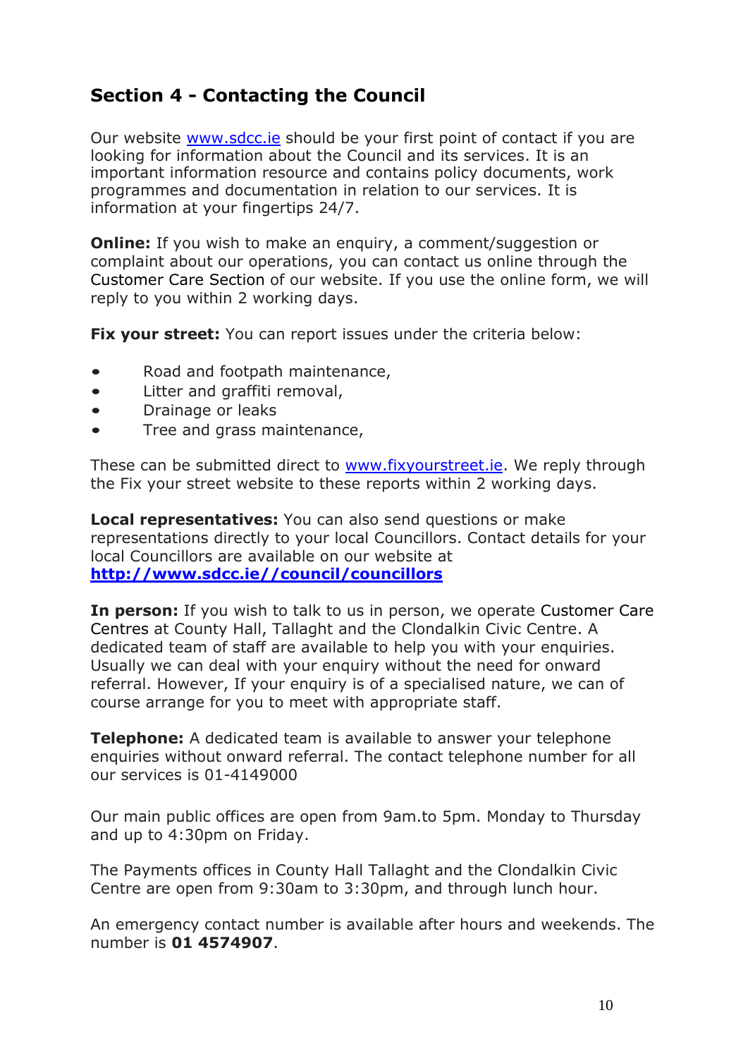## Section 4 - Contacting the Council

Our website www.sdcc.ie should be your first point of contact if you are looking for information about the Council and its services. It is an important information resource and contains policy documents, work programmes and documentation in relation to our services. It is information at your fingertips 24/7.

**Online:** If you wish to make an enquiry, a comment/suggestion or complaint about our operations, you can contact us online through the Customer Care Section of our website. If you use the online form, we will reply to you within 2 working days.

**Fix your street:** You can report issues under the criteria below:

- Road and footpath maintenance,
- Litter and graffiti removal,
- Drainage or leaks
- Tree and grass maintenance,

These can be submitted direct to www.fixyourstreet.ie. We reply through the Fix your street website to these reports within 2 working days.

**Local representatives:** You can also send questions or make representations directly to your local Councillors. Contact details for your local Councillors are available on our website at **http://www.sdcc.ie//council/councillors**

**In person:** If you wish to talk to us in person, we operate Customer Care Centres at County Hall, Tallaght and the Clondalkin Civic Centre. A dedicated team of staff are available to help you with your enquiries. Usually we can deal with your enquiry without the need for onward referral. However, If your enquiry is of a specialised nature, we can of course arrange for you to meet with appropriate staff.

**Telephone:** A dedicated team is available to answer your telephone enquiries without onward referral. The contact telephone number for all our services is 01-4149000

Our main public offices are open from 9am.to 5pm. Monday to Thursday and up to 4:30pm on Friday.

The Payments offices in County Hall Tallaght and the Clondalkin Civic Centre are open from 9:30am to 3:30pm, and through lunch hour.

An emergency contact number is available after hours and weekends. The number is **01 4574907**.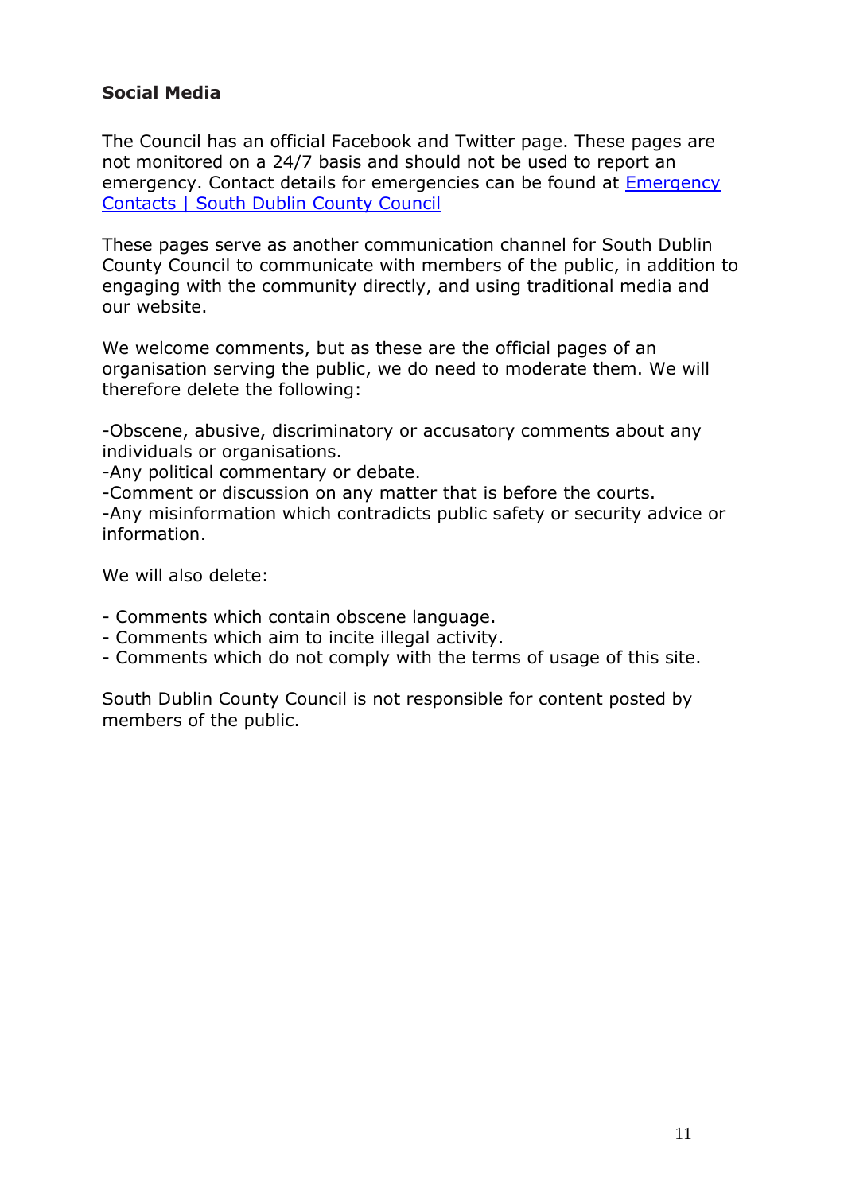## Social Media

The Council has an official Facebook and Twitter page. These pages are not monitored on a 24/7 basis and should not be used to report an emergency. Contact details for emergencies can be found at [Emergency Contacts | South Dublin County Council]()

These pages serve as another communication channel for South Dublin County Council to communicate with members of the public, in addition to engaging with the community directly, and using traditional media and our website.

We welcome comments, but as these are the official pages of an organisation serving the public, we do need to moderate them. We will therefore delete the following:

-Obscene, abusive, discriminatory or accusatory comments about any individuals or organisations.
-Any political commentary or debate.
-Comment or discussion on any matter that is before the courts.
-Any misinformation which contradicts public safety or security advice or information.

We will also delete:

- Comments which contain obscene language.
- Comments which aim to incite illegal activity.
- Comments which do not comply with the terms of usage of this site.

South Dublin County Council is not responsible for content posted by members of the public.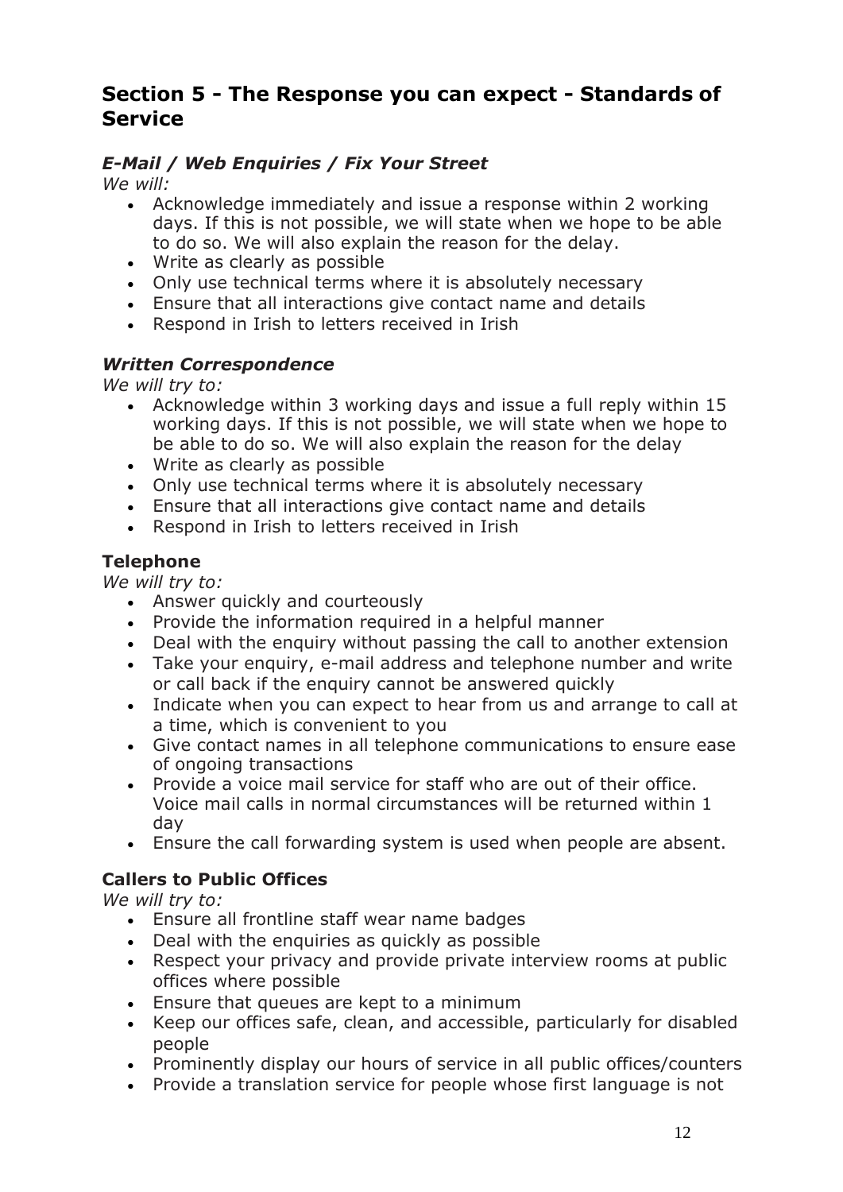## Section 5 - The Response you can expect - Standards of Service

### *E-Mail / Web Enquiries / Fix Your Street*

*We will:*

- Acknowledge immediately and issue a response within 2 working days. If this is not possible, we will state when we hope to be able to do so. We will also explain the reason for the delay.
- Write as clearly as possible
- Only use technical terms where it is absolutely necessary
- Ensure that all interactions give contact name and details
- Respond in Irish to letters received in Irish

### *Written Correspondence*

*We will try to:*

- Acknowledge within 3 working days and issue a full reply within 15 working days. If this is not possible, we will state when we hope to be able to do so. We will also explain the reason for the delay
- Write as clearly as possible
- Only use technical terms where it is absolutely necessary
- Ensure that all interactions give contact name and details
- Respond in Irish to letters received in Irish

### Telephone

*We will try to:*

- Answer quickly and courteously
- Provide the information required in a helpful manner
- Deal with the enquiry without passing the call to another extension
- Take your enquiry, e-mail address and telephone number and write or call back if the enquiry cannot be answered quickly
- Indicate when you can expect to hear from us and arrange to call at a time, which is convenient to you
- Give contact names in all telephone communications to ensure ease of ongoing transactions
- Provide a voice mail service for staff who are out of their office. Voice mail calls in normal circumstances will be returned within 1 day
- Ensure the call forwarding system is used when people are absent.

### Callers to Public Offices

*We will try to:*

- Ensure all frontline staff wear name badges
- Deal with the enquiries as quickly as possible
- Respect your privacy and provide private interview rooms at public offices where possible
- Ensure that queues are kept to a minimum
- Keep our offices safe, clean, and accessible, particularly for disabled people
- Prominently display our hours of service in all public offices/counters
- Provide a translation service for people whose first language is not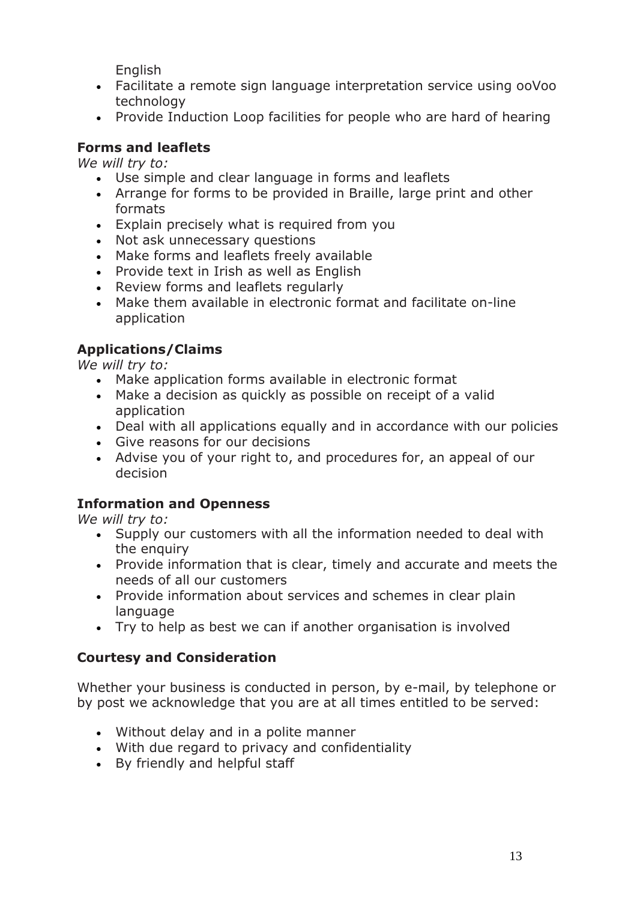English
- Facilitate a remote sign language interpretation service using ooVoo technology
- Provide Induction Loop facilities for people who are hard of hearing

### Forms and leaflets

*We will try to:*

- Use simple and clear language in forms and leaflets
- Arrange for forms to be provided in Braille, large print and other formats
- Explain precisely what is required from you
- Not ask unnecessary questions
- Make forms and leaflets freely available
- Provide text in Irish as well as English
- Review forms and leaflets regularly
- Make them available in electronic format and facilitate on-line application

### Applications/Claims

*We will try to:*

- Make application forms available in electronic format
- Make a decision as quickly as possible on receipt of a valid application
- Deal with all applications equally and in accordance with our policies
- Give reasons for our decisions
- Advise you of your right to, and procedures for, an appeal of our decision

### Information and Openness

*We will try to:*

- Supply our customers with all the information needed to deal with the enquiry
- Provide information that is clear, timely and accurate and meets the needs of all our customers
- Provide information about services and schemes in clear plain language
- Try to help as best we can if another organisation is involved

### Courtesy and Consideration

Whether your business is conducted in person, by e-mail, by telephone or by post we acknowledge that you are at all times entitled to be served:

- Without delay and in a polite manner
- With due regard to privacy and confidentiality
- By friendly and helpful staff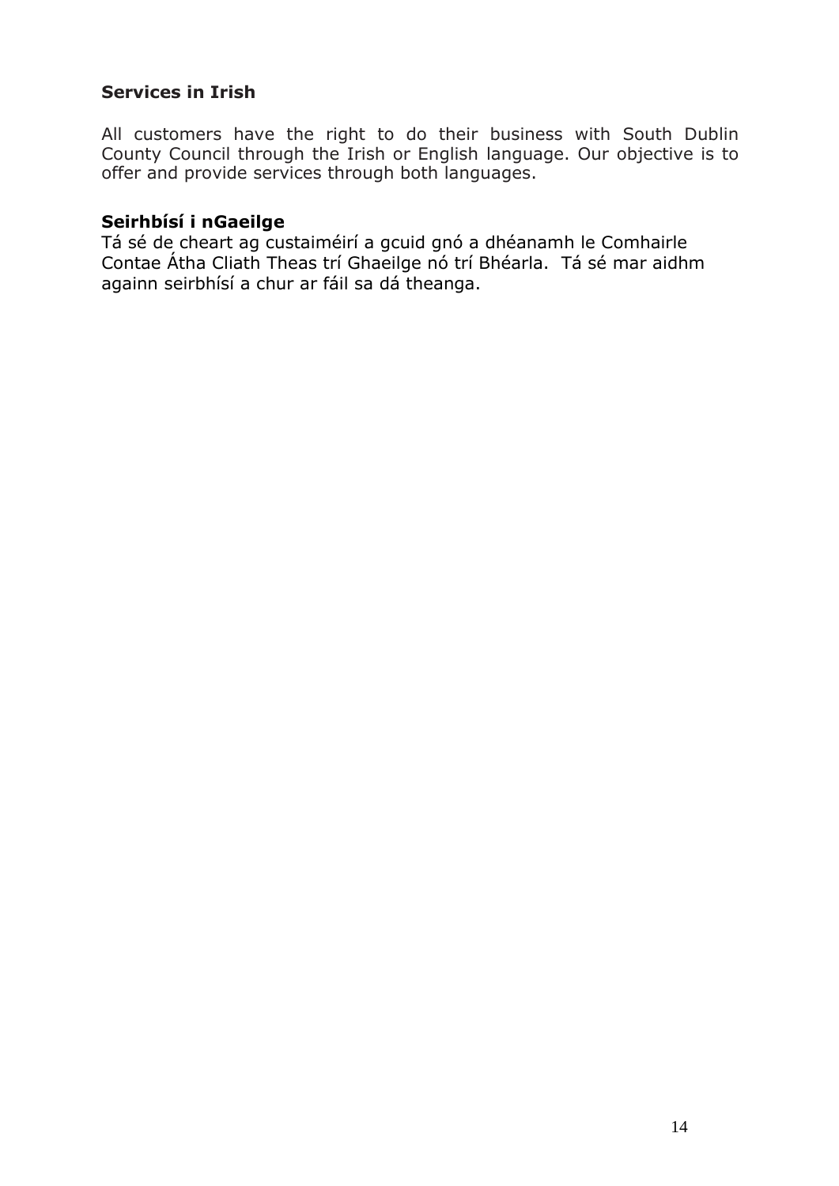## Services in Irish

All customers have the right to do their business with South Dublin County Council through the Irish or English language. Our objective is to offer and provide services through both languages.

## Seirhbísí i nGaeilge

Tá sé de cheart ag custaiméirí a gcuid gnó a dhéanamh le Comhairle Contae Átha Cliath Theas trí Ghaeilge nó trí Bhéarla. Tá sé mar aidhm againn seirbhísí a chur ar fáil sa dá theanga.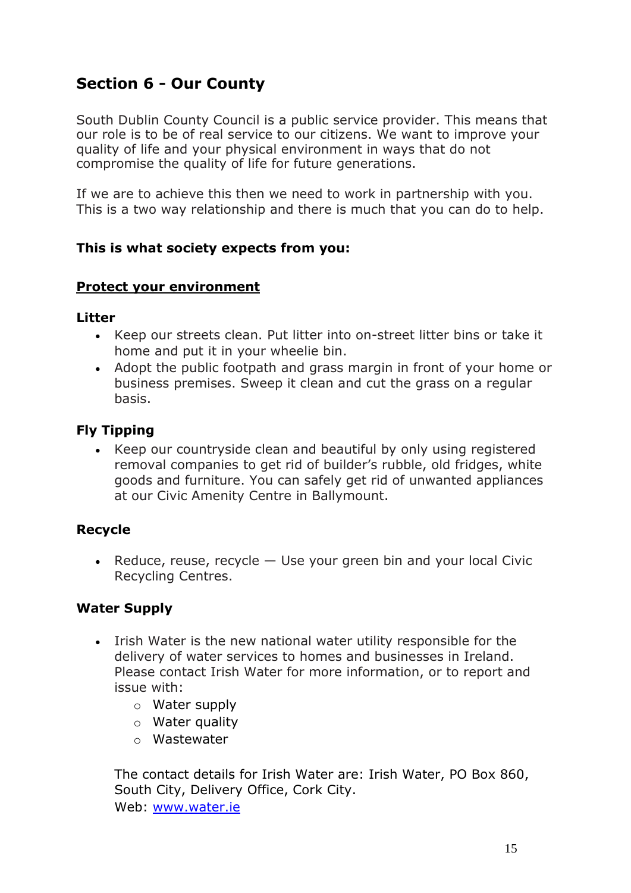## Section 6 - Our County

South Dublin County Council is a public service provider. This means that our role is to be of real service to our citizens. We want to improve your quality of life and your physical environment in ways that do not compromise the quality of life for future generations.

If we are to achieve this then we need to work in partnership with you. This is a two way relationship and there is much that you can do to help.

**This is what society expects from you:**

**Protect your environment**

### Litter

- Keep our streets clean. Put litter into on-street litter bins or take it home and put it in your wheelie bin.
- Adopt the public footpath and grass margin in front of your home or business premises. Sweep it clean and cut the grass on a regular basis.

### Fly Tipping

- Keep our countryside clean and beautiful by only using registered removal companies to get rid of builder's rubble, old fridges, white goods and furniture. You can safely get rid of unwanted appliances at our Civic Amenity Centre in Ballymount.

### Recycle

- Reduce, reuse, recycle — Use your green bin and your local Civic Recycling Centres.

### Water Supply

- Irish Water is the new national water utility responsible for the delivery of water services to homes and businesses in Ireland. Please contact Irish Water for more information, or to report and issue with:
  - Water supply
  - Water quality
  - Wastewater

  The contact details for Irish Water are: Irish Water, PO Box 860, South City, Delivery Office, Cork City.
  Web: www.water.ie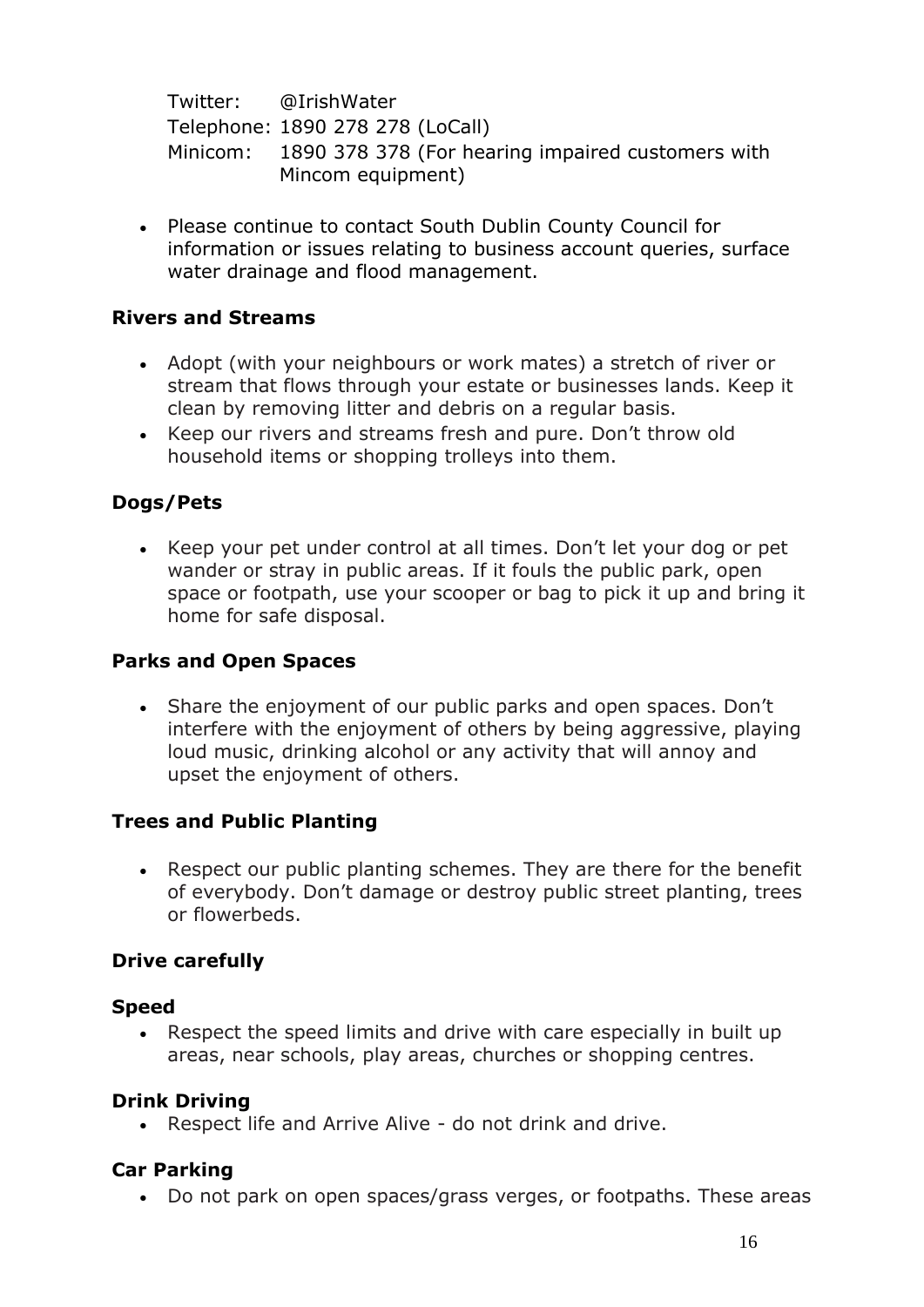Twitter: @IrishWater
Telephone: 1890 278 278 (LoCall)
Minicom: 1890 378 378 (For hearing impaired customers with Mincom equipment)

- Please continue to contact South Dublin County Council for information or issues relating to business account queries, surface water drainage and flood management.

**Rivers and Streams**

- Adopt (with your neighbours or work mates) a stretch of river or stream that flows through your estate or businesses lands. Keep it clean by removing litter and debris on a regular basis.
- Keep our rivers and streams fresh and pure. Don't throw old household items or shopping trolleys into them.

**Dogs/Pets**

- Keep your pet under control at all times. Don't let your dog or pet wander or stray in public areas. If it fouls the public park, open space or footpath, use your scooper or bag to pick it up and bring it home for safe disposal.

**Parks and Open Spaces**

- Share the enjoyment of our public parks and open spaces. Don't interfere with the enjoyment of others by being aggressive, playing loud music, drinking alcohol or any activity that will annoy and upset the enjoyment of others.

**Trees and Public Planting**

- Respect our public planting schemes. They are there for the benefit of everybody. Don't damage or destroy public street planting, trees or flowerbeds.

**Drive carefully**

**Speed**

- Respect the speed limits and drive with care especially in built up areas, near schools, play areas, churches or shopping centres.

**Drink Driving**

- Respect life and Arrive Alive - do not drink and drive.

**Car Parking**

- Do not park on open spaces/grass verges, or footpaths. These areas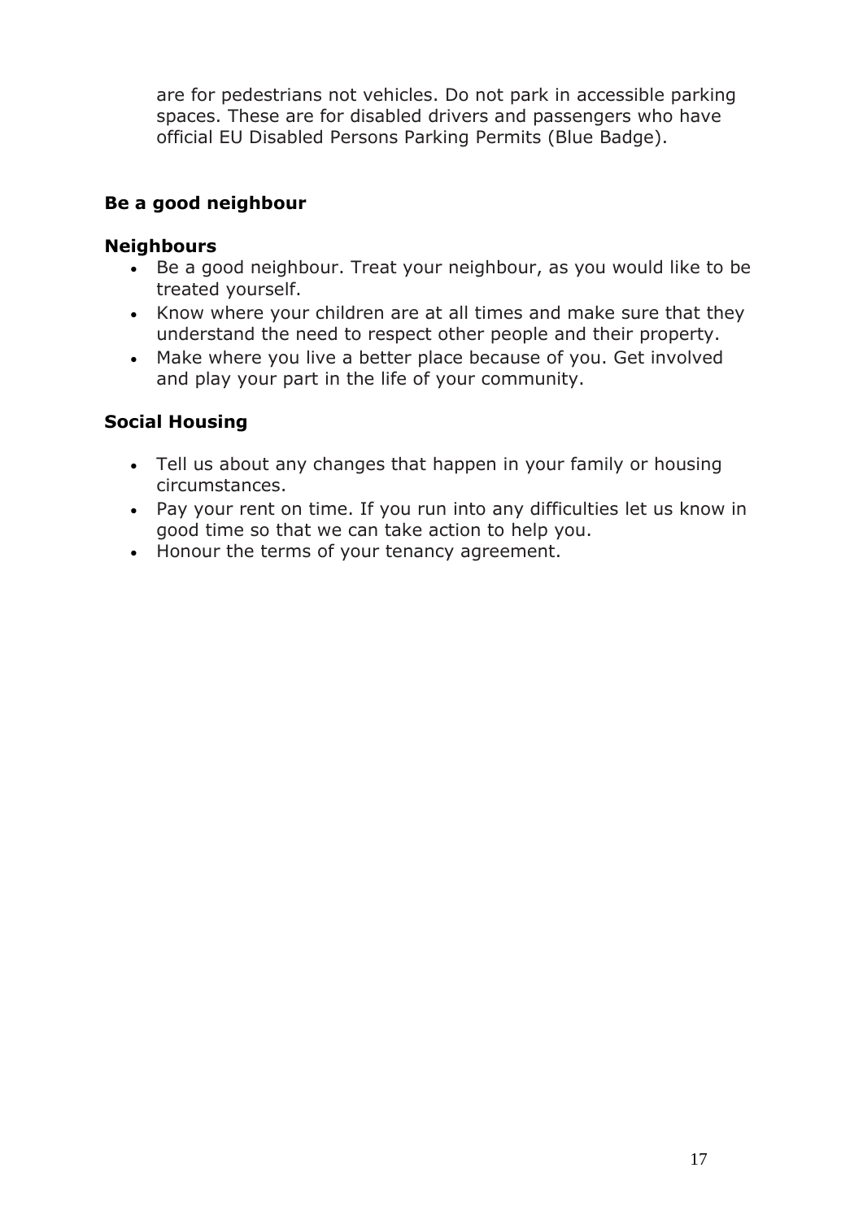are for pedestrians not vehicles. Do not park in accessible parking spaces. These are for disabled drivers and passengers who have official EU Disabled Persons Parking Permits (Blue Badge).

## Be a good neighbour

### Neighbours

- Be a good neighbour. Treat your neighbour, as you would like to be treated yourself.
- Know where your children are at all times and make sure that they understand the need to respect other people and their property.
- Make where you live a better place because of you. Get involved and play your part in the life of your community.

### Social Housing

- Tell us about any changes that happen in your family or housing circumstances.
- Pay your rent on time. If you run into any difficulties let us know in good time so that we can take action to help you.
- Honour the terms of your tenancy agreement.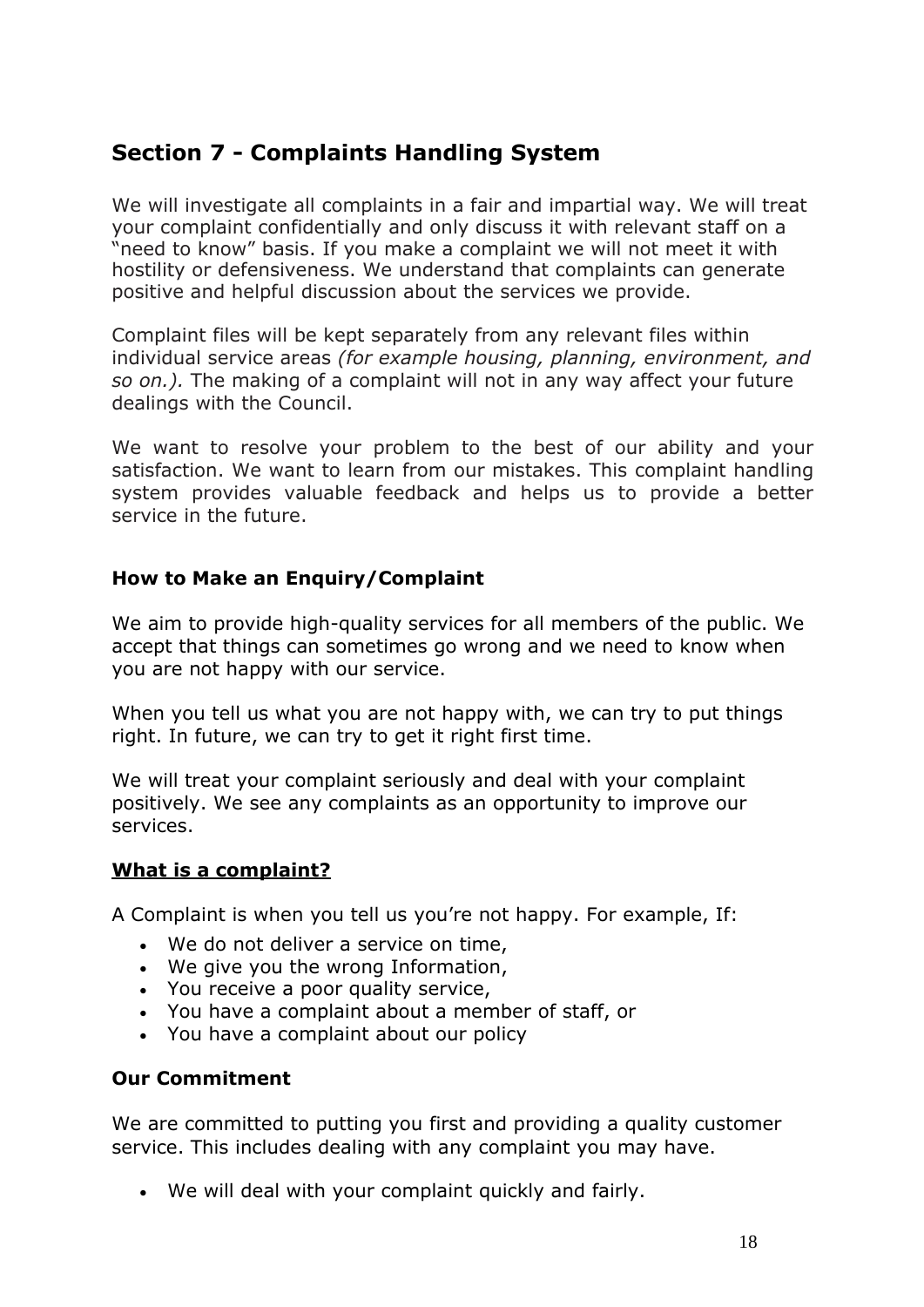## Section 7 - Complaints Handling System

We will investigate all complaints in a fair and impartial way. We will treat your complaint confidentially and only discuss it with relevant staff on a "need to know" basis. If you make a complaint we will not meet it with hostility or defensiveness. We understand that complaints can generate positive and helpful discussion about the services we provide.

Complaint files will be kept separately from any relevant files within individual service areas *(for example housing, planning, environment, and so on.).* The making of a complaint will not in any way affect your future dealings with the Council.

We want to resolve your problem to the best of our ability and your satisfaction. We want to learn from our mistakes. This complaint handling system provides valuable feedback and helps us to provide a better service in the future.

### How to Make an Enquiry/Complaint

We aim to provide high-quality services for all members of the public. We accept that things can sometimes go wrong and we need to know when you are not happy with our service.

When you tell us what you are not happy with, we can try to put things right. In future, we can try to get it right first time.

We will treat your complaint seriously and deal with your complaint positively. We see any complaints as an opportunity to improve our services.

### What is a complaint?

A Complaint is when you tell us you're not happy. For example, If:

- We do not deliver a service on time,
- We give you the wrong Information,
- You receive a poor quality service,
- You have a complaint about a member of staff, or
- You have a complaint about our policy

### Our Commitment

We are committed to putting you first and providing a quality customer service. This includes dealing with any complaint you may have.

- We will deal with your complaint quickly and fairly.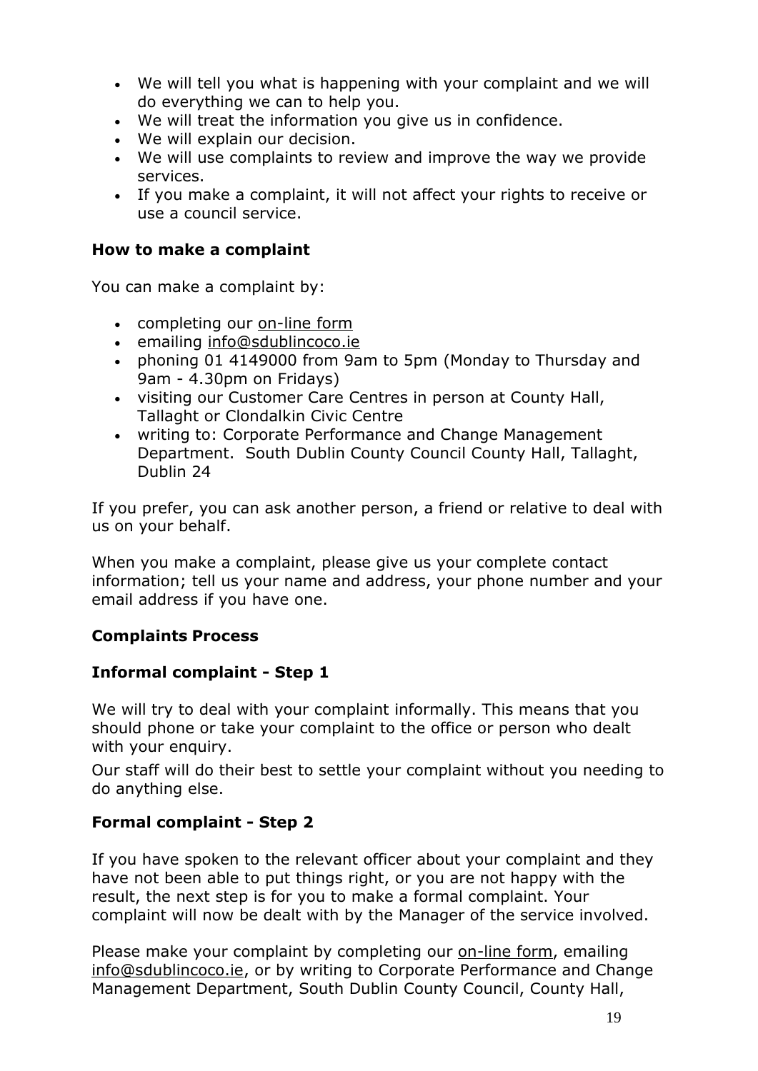- We will tell you what is happening with your complaint and we will do everything we can to help you.
- We will treat the information you give us in confidence.
- We will explain our decision.
- We will use complaints to review and improve the way we provide services.
- If you make a complaint, it will not affect your rights to receive or use a council service.

### How to make a complaint

You can make a complaint by:

- completing our on-line form
- emailing info@sdublincoco.ie
- phoning 01 4149000 from 9am to 5pm (Monday to Thursday and 9am - 4.30pm on Fridays)
- visiting our Customer Care Centres in person at County Hall, Tallaght or Clondalkin Civic Centre
- writing to: Corporate Performance and Change Management Department. South Dublin County Council County Hall, Tallaght, Dublin 24

If you prefer, you can ask another person, a friend or relative to deal with us on your behalf.

When you make a complaint, please give us your complete contact information; tell us your name and address, your phone number and your email address if you have one.

### Complaints Process

### Informal complaint - Step 1

We will try to deal with your complaint informally. This means that you should phone or take your complaint to the office or person who dealt with your enquiry.

Our staff will do their best to settle your complaint without you needing to do anything else.

### Formal complaint - Step 2

If you have spoken to the relevant officer about your complaint and they have not been able to put things right, or you are not happy with the result, the next step is for you to make a formal complaint. Your complaint will now be dealt with by the Manager of the service involved.

Please make your complaint by completing our on-line form, emailing info@sdublincoco.ie, or by writing to Corporate Performance and Change Management Department, South Dublin County Council, County Hall,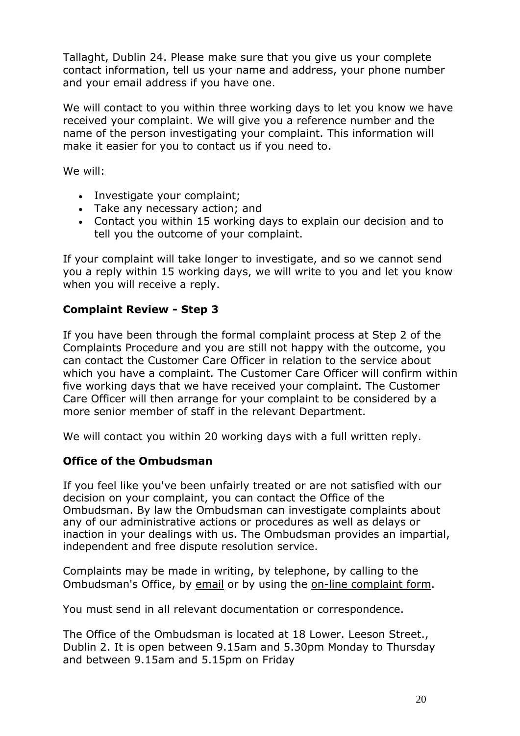Tallaght, Dublin 24. Please make sure that you give us your complete contact information, tell us your name and address, your phone number and your email address if you have one.

We will contact to you within three working days to let you know we have received your complaint. We will give you a reference number and the name of the person investigating your complaint. This information will make it easier for you to contact us if you need to.

We will:

- Investigate your complaint;
- Take any necessary action; and
- Contact you within 15 working days to explain our decision and to tell you the outcome of your complaint.

If your complaint will take longer to investigate, and so we cannot send you a reply within 15 working days, we will write to you and let you know when you will receive a reply.

**Complaint Review - Step 3**

If you have been through the formal complaint process at Step 2 of the Complaints Procedure and you are still not happy with the outcome, you can contact the Customer Care Officer in relation to the service about which you have a complaint. The Customer Care Officer will confirm within five working days that we have received your complaint. The Customer Care Officer will then arrange for your complaint to be considered by a more senior member of staff in the relevant Department.

We will contact you within 20 working days with a full written reply.

**Office of the Ombudsman**

If you feel like you've been unfairly treated or are not satisfied with our decision on your complaint, you can contact the Office of the Ombudsman. By law the Ombudsman can investigate complaints about any of our administrative actions or procedures as well as delays or inaction in your dealings with us. The Ombudsman provides an impartial, independent and free dispute resolution service.

Complaints may be made in writing, by telephone, by calling to the Ombudsman's Office, by email or by using the on-line complaint form.

You must send in all relevant documentation or correspondence.

The Office of the Ombudsman is located at 18 Lower. Leeson Street., Dublin 2. It is open between 9.15am and 5.30pm Monday to Thursday and between 9.15am and 5.15pm on Friday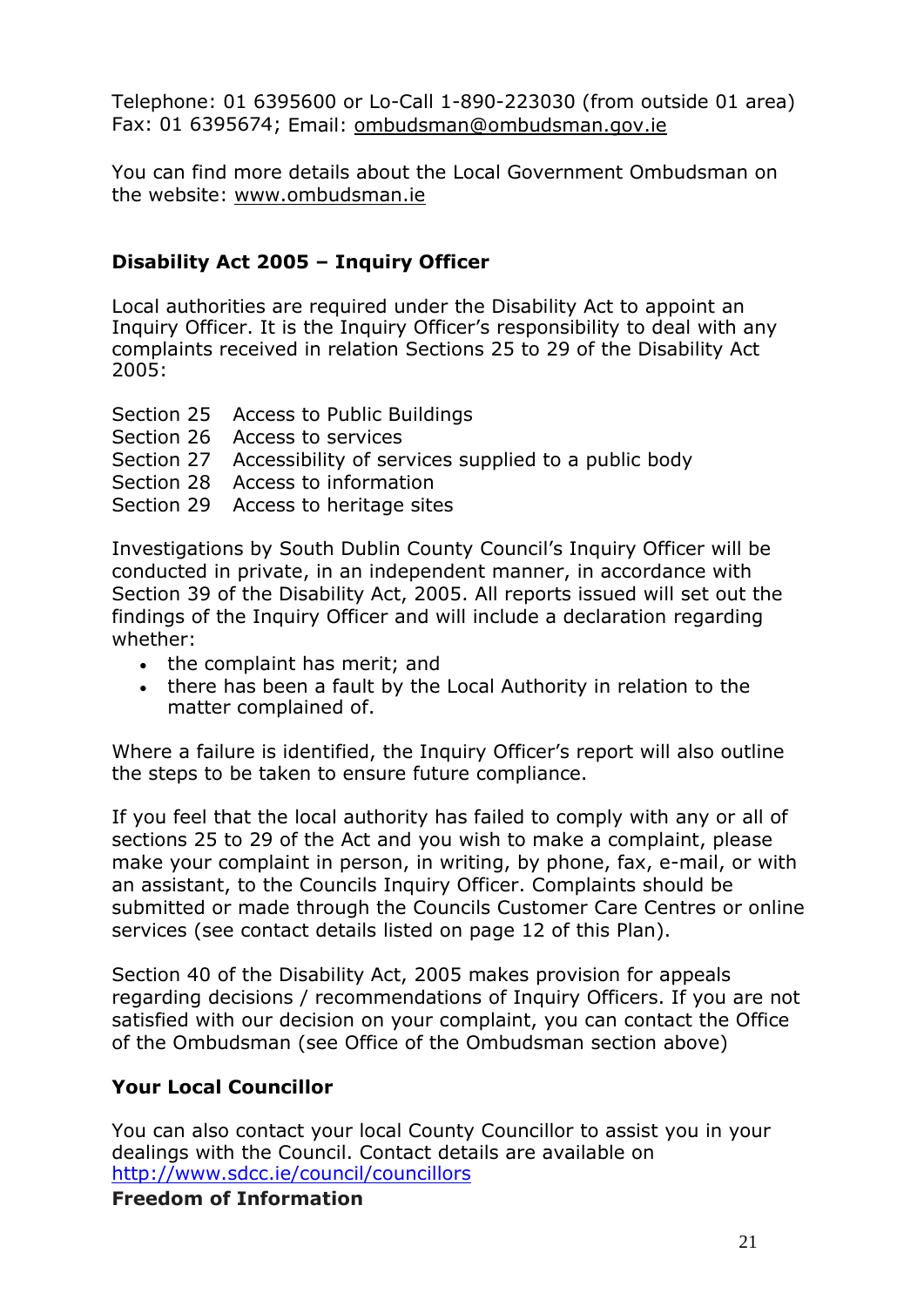Telephone: 01 6395600 or Lo-Call 1-890-223030 (from outside 01 area)
Fax: 01 6395674; Email: ombudsman@ombudsman.gov.ie

You can find more details about the Local Government Ombudsman on the website: www.ombudsman.ie

**Disability Act 2005 – Inquiry Officer**

Local authorities are required under the Disability Act to appoint an Inquiry Officer. It is the Inquiry Officer's responsibility to deal with any complaints received in relation Sections 25 to 29 of the Disability Act 2005:

Section 25 Access to Public Buildings
Section 26 Access to services
Section 27 Accessibility of services supplied to a public body
Section 28 Access to information
Section 29 Access to heritage sites

Investigations by South Dublin County Council's Inquiry Officer will be conducted in private, in an independent manner, in accordance with Section 39 of the Disability Act, 2005. All reports issued will set out the findings of the Inquiry Officer and will include a declaration regarding whether:

- the complaint has merit; and
- there has been a fault by the Local Authority in relation to the matter complained of.

Where a failure is identified, the Inquiry Officer's report will also outline the steps to be taken to ensure future compliance.

If you feel that the local authority has failed to comply with any or all of sections 25 to 29 of the Act and you wish to make a complaint, please make your complaint in person, in writing, by phone, fax, e-mail, or with an assistant, to the Councils Inquiry Officer. Complaints should be submitted or made through the Councils Customer Care Centres or online services (see contact details listed on page 12 of this Plan).

Section 40 of the Disability Act, 2005 makes provision for appeals regarding decisions / recommendations of Inquiry Officers. If you are not satisfied with our decision on your complaint, you can contact the Office of the Ombudsman (see Office of the Ombudsman section above)

**Your Local Councillor**

You can also contact your local County Councillor to assist you in your dealings with the Council. Contact details are available on http://www.sdcc.ie/council/councillors

**Freedom of Information**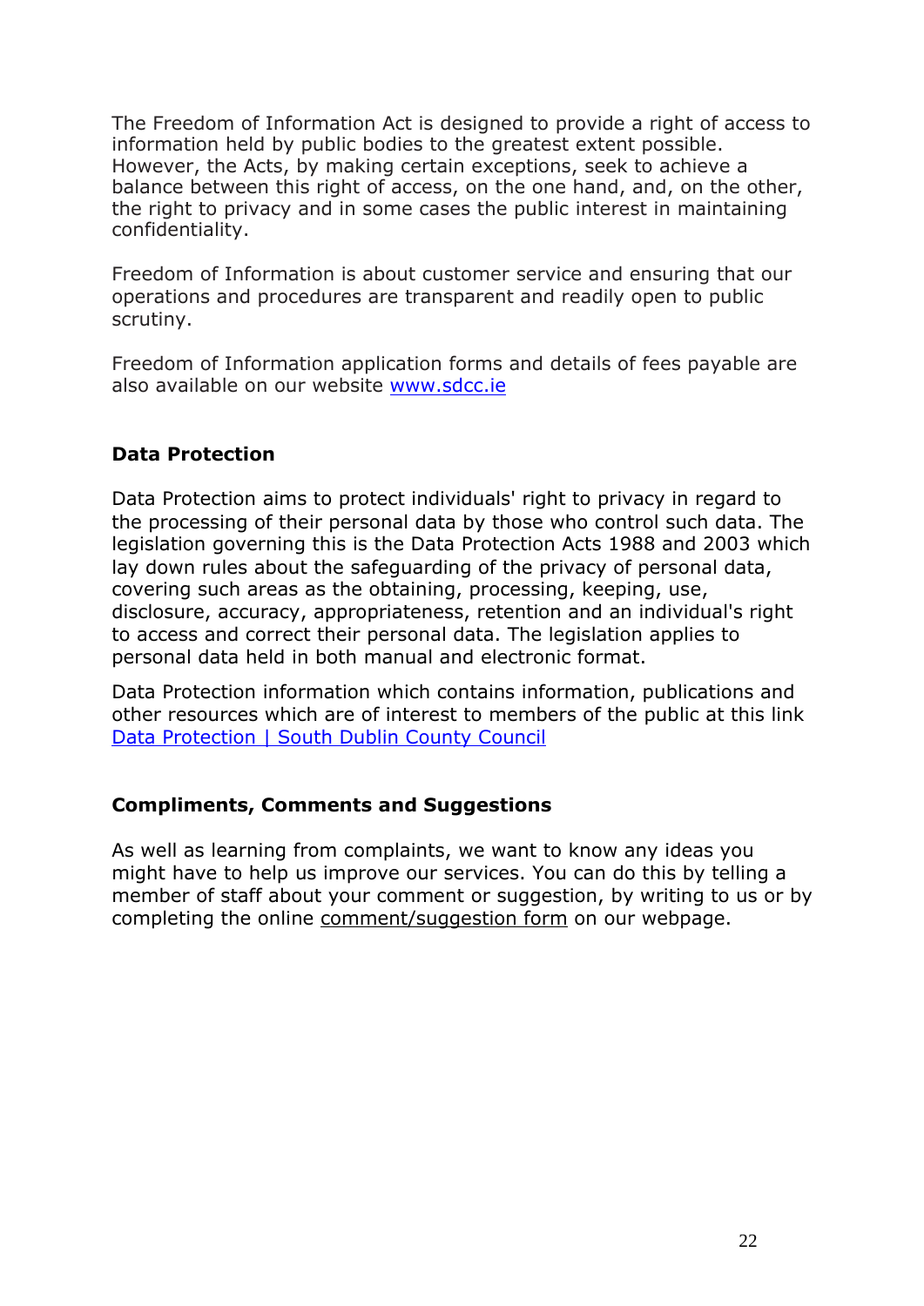The Freedom of Information Act is designed to provide a right of access to information held by public bodies to the greatest extent possible. However, the Acts, by making certain exceptions, seek to achieve a balance between this right of access, on the one hand, and, on the other, the right to privacy and in some cases the public interest in maintaining confidentiality.

Freedom of Information is about customer service and ensuring that our operations and procedures are transparent and readily open to public scrutiny.

Freedom of Information application forms and details of fees payable are also available on our website [www.sdcc.ie](http://www.sdcc.ie)

## Data Protection

Data Protection aims to protect individuals' right to privacy in regard to the processing of their personal data by those who control such data. The legislation governing this is the Data Protection Acts 1988 and 2003 which lay down rules about the safeguarding of the privacy of personal data, covering such areas as the obtaining, processing, keeping, use, disclosure, accuracy, appropriateness, retention and an individual's right to access and correct their personal data. The legislation applies to personal data held in both manual and electronic format.

Data Protection information which contains information, publications and other resources which are of interest to members of the public at this link Data Protection | South Dublin County Council

## Compliments, Comments and Suggestions

As well as learning from complaints, we want to know any ideas you might have to help us improve our services. You can do this by telling a member of staff about your comment or suggestion, by writing to us or by completing the online comment/suggestion form on our webpage.